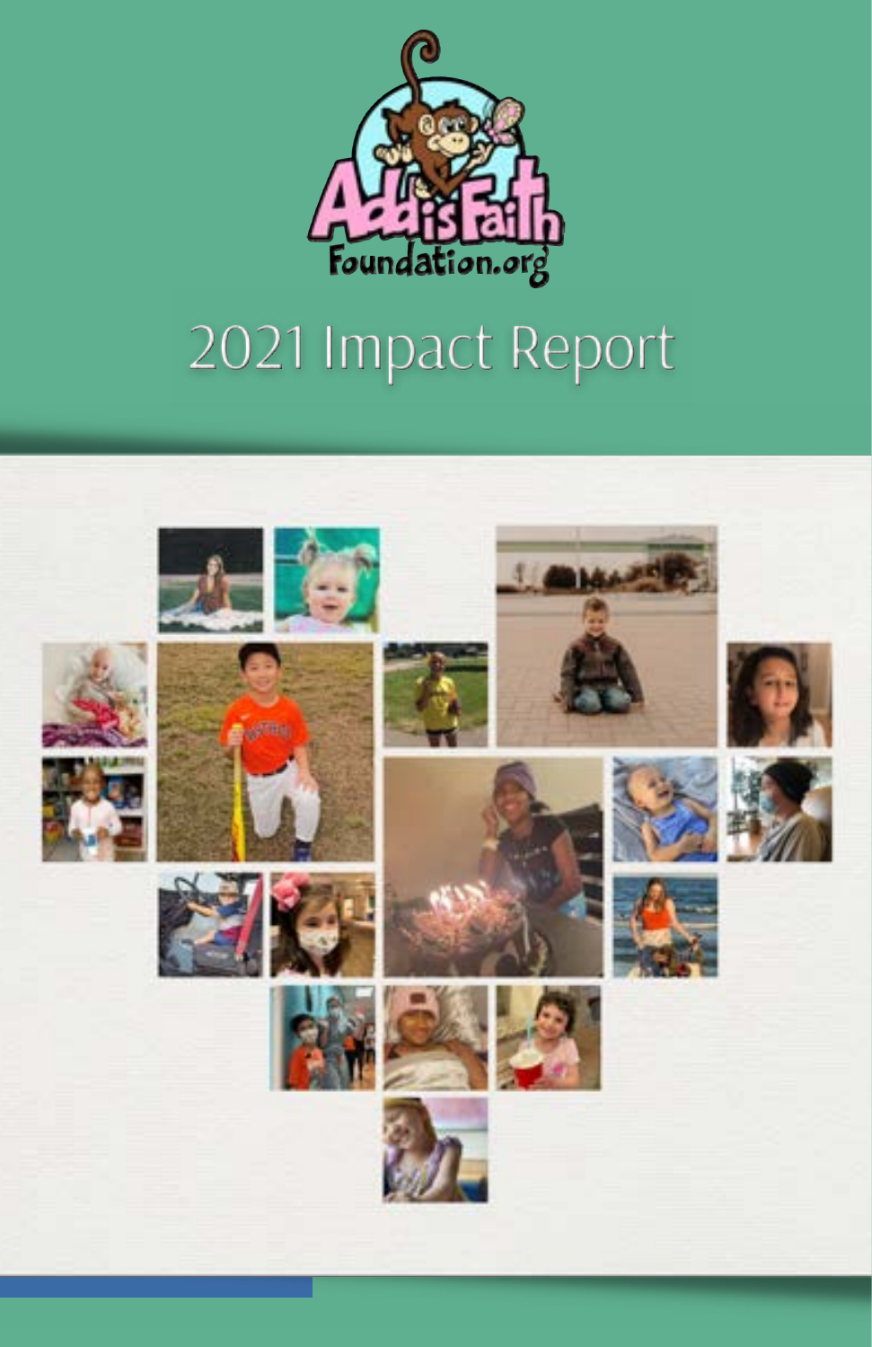AddisFaith Foundation.org

# 2021 Impact Report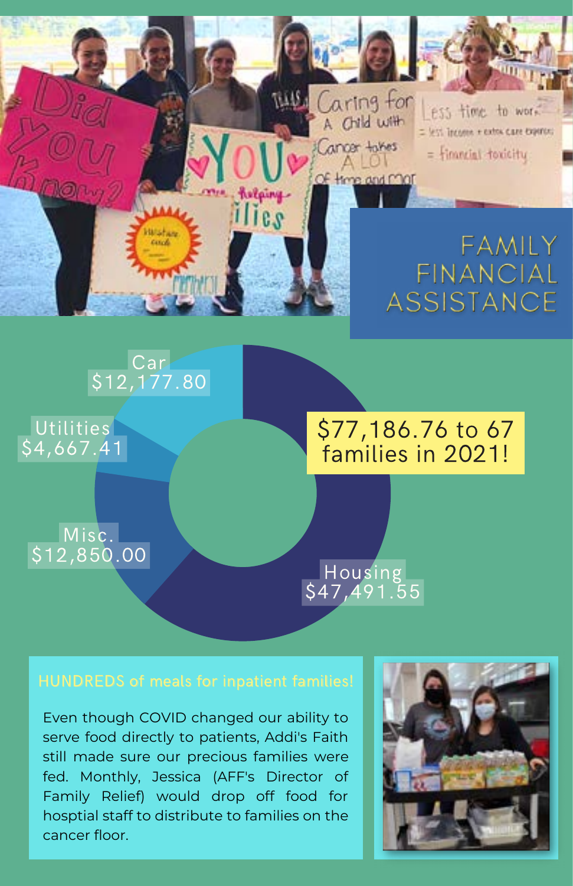# FAMILY FINANCIAL ASSISTANCE

**$77,186.76 to 67 families in 2021!**

- Housing: $47,491.55
- Misc.: $12,850.00
- Utilities: $4,667.41
- Car: $12,177.80

## HUNDREDS of meals for inpatient families!

Even though COVID changed our ability to serve food directly to patients, Addi's Faith still made sure our precious families were fed. Monthly, Jessica (AFF's Director of Family Relief) would drop off food for hosptial staff to distribute to families on the cancer floor.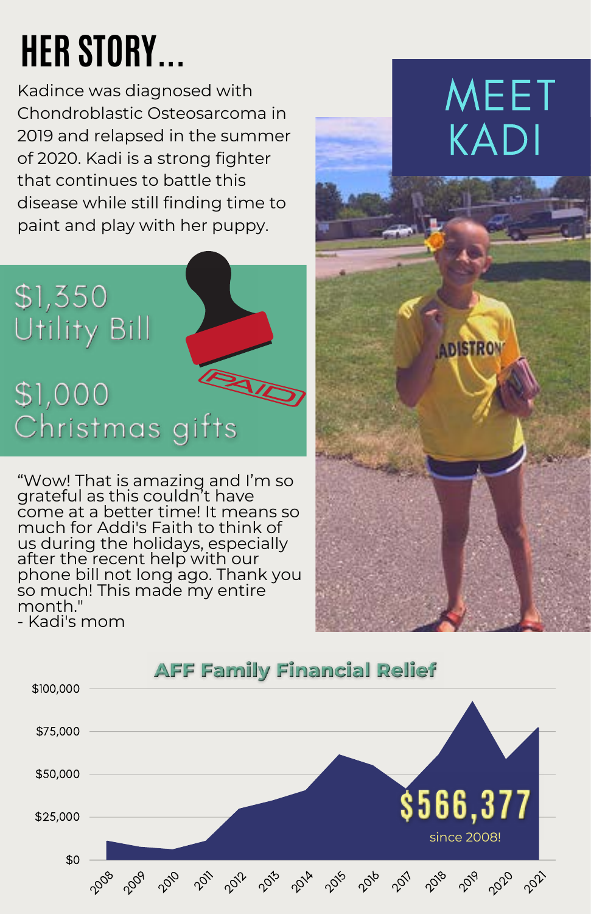# HER STORY...

Kadince was diagnosed with Chondroblastic Osteosarcoma in 2019 and relapsed in the summer of 2020. Kadi is a strong fighter that continues to battle this disease while still finding time to paint and play with her puppy.

## MEET KADI

$1,350 Utility Bill

$1,000 Christmas gifts

PAID

"Wow! That is amazing and I'm so grateful as this couldn't have come at a better time! It means so much for Addi's Faith to think of us during the holidays, especially after the recent help with our phone bill not long ago. Thank you so much! This made my entire month."
- Kadi's mom

## AFF Family Financial Relief

$566,377 since 2008!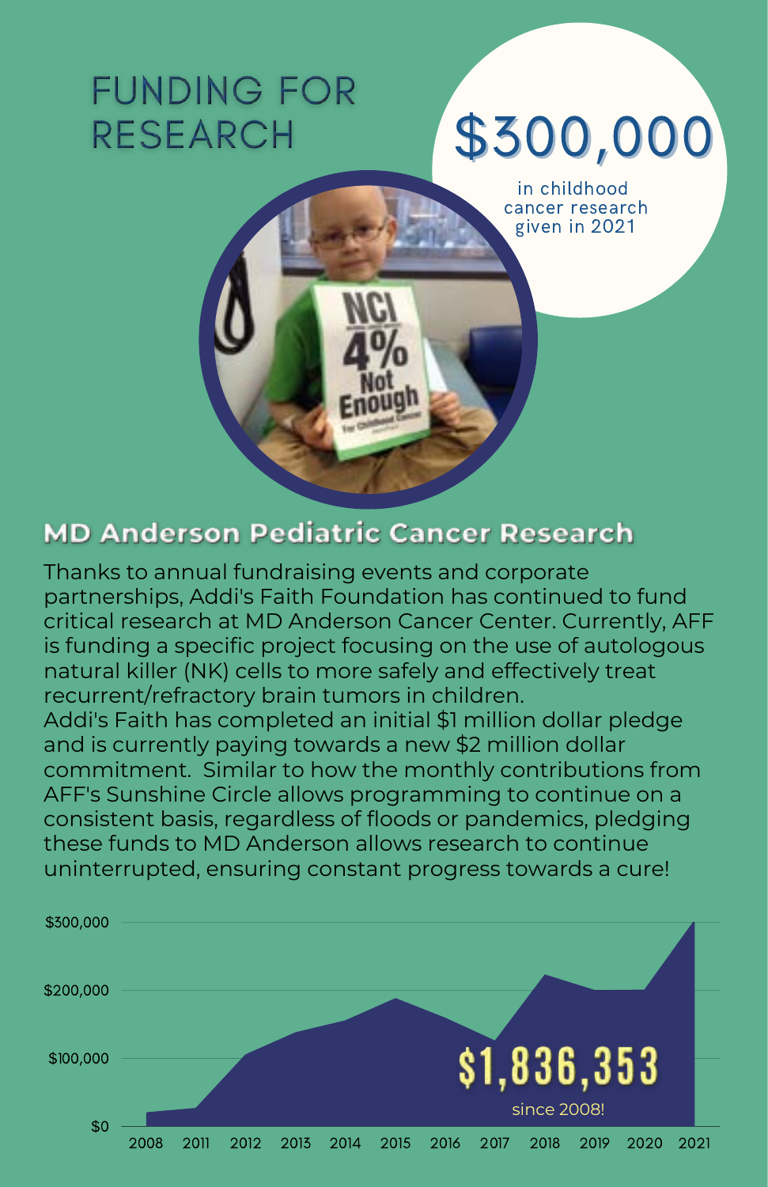# FUNDING FOR RESEARCH

**$300,000**

in childhood cancer research given in 2021

## MD Anderson Pediatric Cancer Research

Thanks to annual fundraising events and corporate partnerships, Addi's Faith Foundation has continued to fund critical research at MD Anderson Cancer Center. Currently, AFF is funding a specific project focusing on the use of autologous natural killer (NK) cells to more safely and effectively treat recurrent/refractory brain tumors in children.
Addi's Faith has completed an initial $1 million dollar pledge and is currently paying towards a new $2 million dollar commitment. Similar to how the monthly contributions from AFF's Sunshine Circle allows programming to continue on a consistent basis, regardless of floods or pandemics, pledging these funds to MD Anderson allows research to continue uninterrupted, ensuring constant progress towards a cure!

**$1,836,353**

since 2008!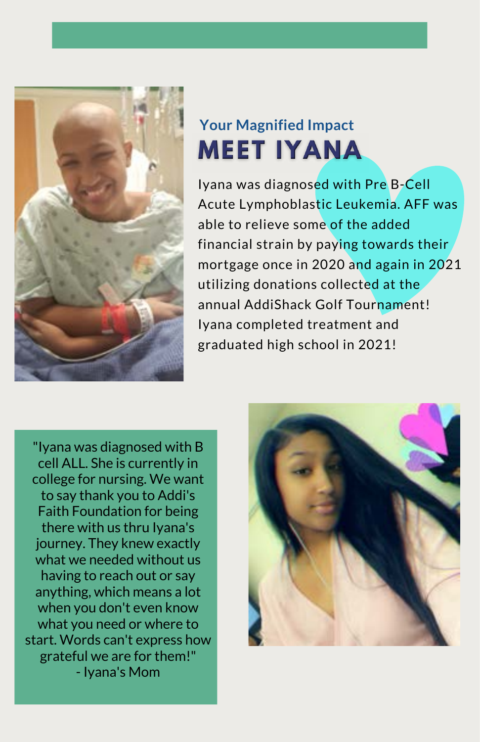### Your Magnified Impact

# MEET IYANA

Iyana was diagnosed with Pre B-Cell Acute Lymphoblastic Leukemia. AFF was able to relieve some of the added financial strain by paying towards their mortgage once in 2020 and again in 2021 utilizing donations collected at the annual AddiShack Golf Tournament! Iyana completed treatment and graduated high school in 2021!

"Iyana was diagnosed with B cell ALL. She is currently in college for nursing. We want to say thank you to Addi's Faith Foundation for being there with us thru Iyana's journey. They knew exactly what we needed without us having to reach out or say anything, which means a lot when you don't even know what you need or where to start. Words can't express how grateful we are for them!"
- Iyana's Mom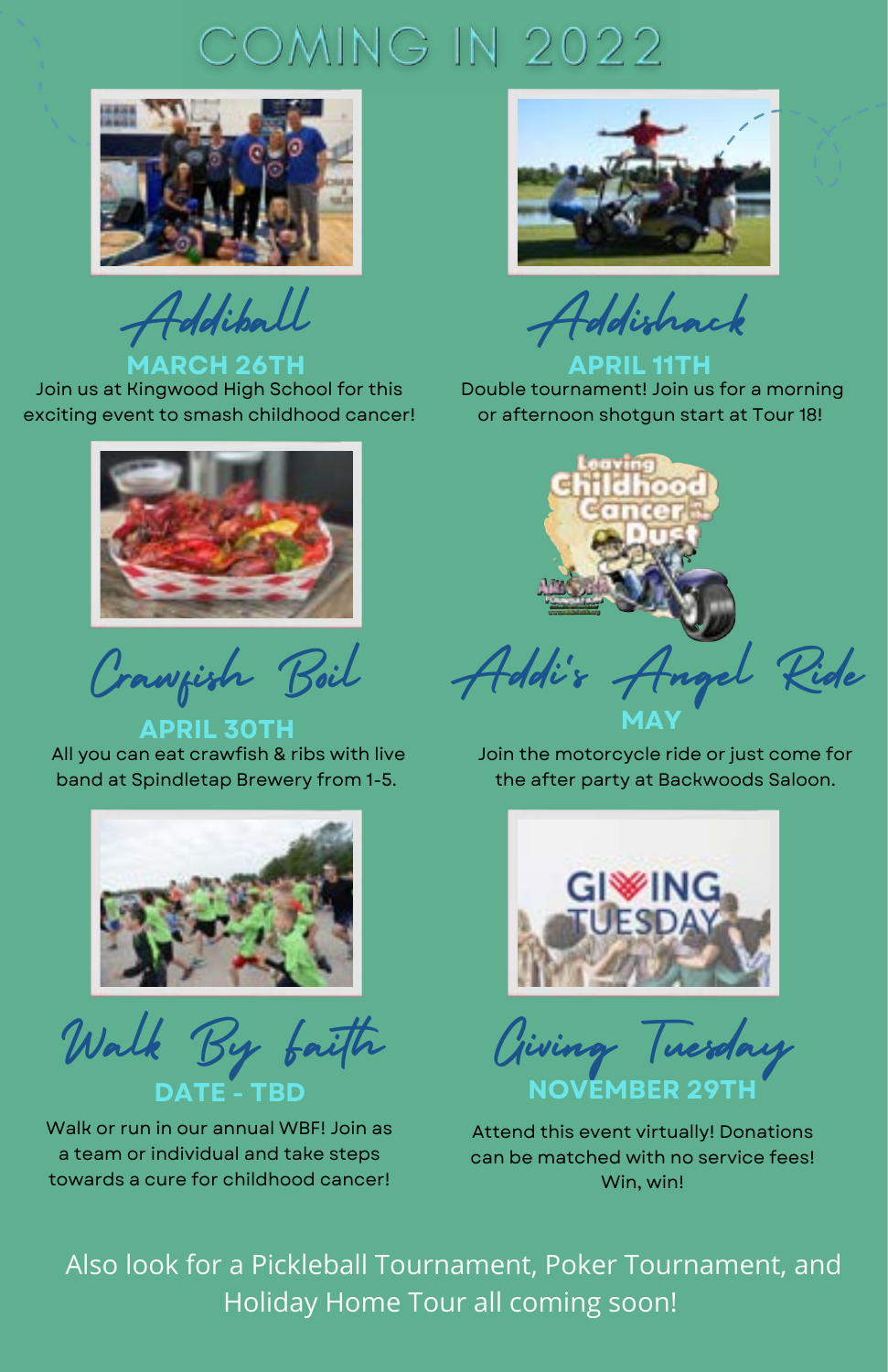# COMING IN 2022

## Addiball

**MARCH 26TH**

Join us at Kingwood High School for this exciting event to smash childhood cancer!

## Addishack

**APRIL 11TH**

Double tournament! Join us for a morning or afternoon shotgun start at Tour 18!

## Crawfish Boil

**APRIL 30TH**

All you can eat crawfish & ribs with live band at Spindletap Brewery from 1-5.

## Addi's Angel Ride

**MAY**

Join the motorcycle ride or just come for the after party at Backwoods Saloon.

## Walk By faith

**DATE - TBD**

Walk or run in our annual WBF! Join as a team or individual and take steps towards a cure for childhood cancer!

## Giving Tuesday

**NOVEMBER 29TH**

Attend this event virtually! Donations can be matched with no service fees! Win, win!

Also look for a Pickleball Tournament, Poker Tournament, and Holiday Home Tour all coming soon!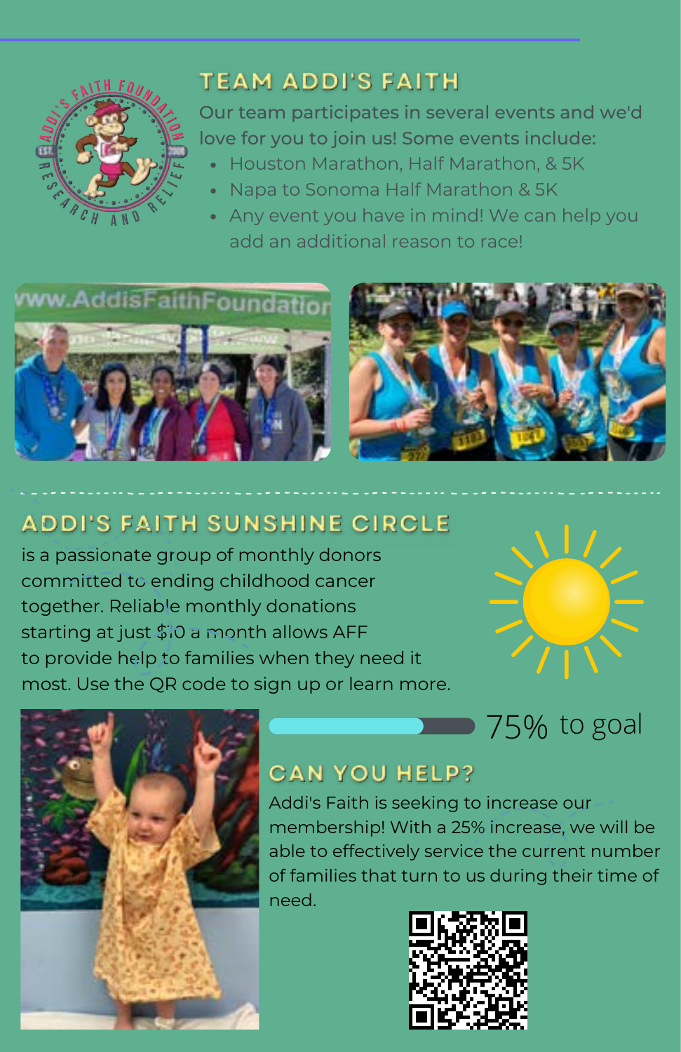## TEAM ADDI'S FAITH

Our team participates in several events and we'd love for you to join us! Some events include:

- Houston Marathon, Half Marathon, & 5K
- Napa to Sonoma Half Marathon & 5K
- Any event you have in mind! We can help you add an additional reason to race!

## ADDI'S FAITH SUNSHINE CIRCLE

is a passionate group of monthly donors committed to ending childhood cancer together. Reliable monthly donations starting at just $10 a month allows AFF to provide help to families when they need it most. Use the QR code to sign up or learn more.

75% to goal

## CAN YOU HELP?

Addi's Faith is seeking to increase our membership! With a 25% increase, we will be able to effectively service the current number of families that turn to us during their time of need.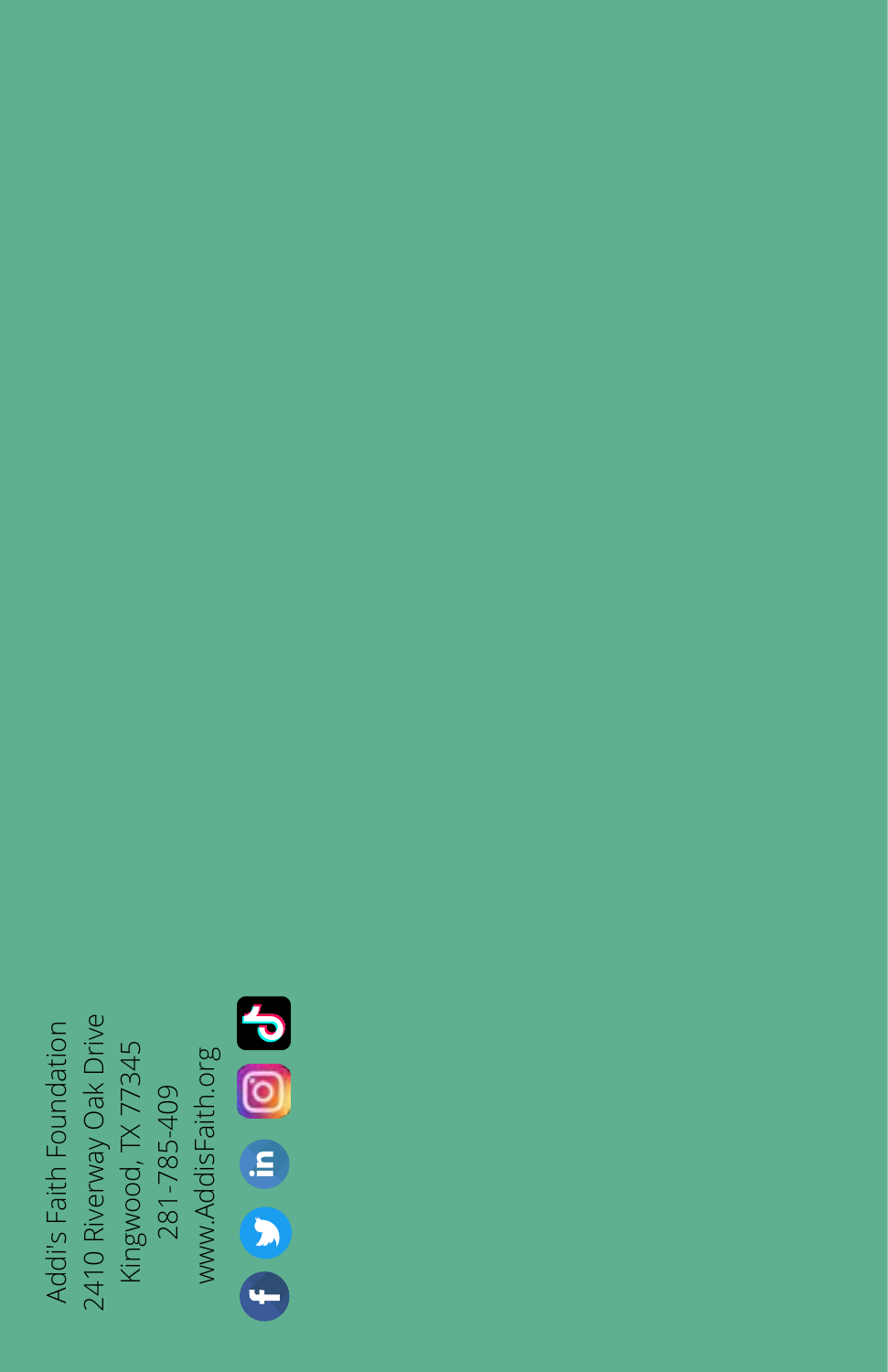Addi's Faith Foundation
2410 Riverway Oak Drive
Kingwood, TX 77345
281-785-409
www.AddisFaith.org